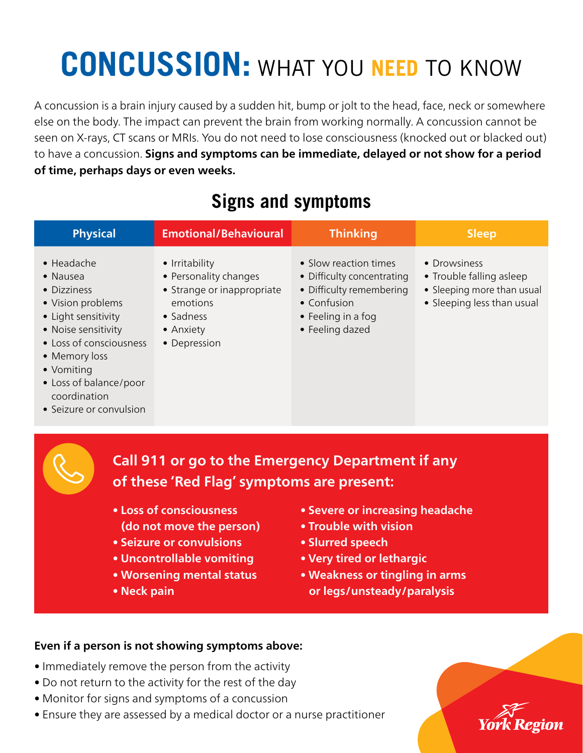# CONCUSSION: WHAT YOU NEED TO KNOW

A concussion is a brain injury caused by a sudden hit, bump or jolt to the head, face, neck or somewhere else on the body. The impact can prevent the brain from working normally. A concussion cannot be seen on X-rays, CT scans or MRIs. You do not need to lose consciousness (knocked out or blacked out) to have a concussion. **Signs and symptoms can be immediate, delayed or not show for a period of time, perhaps days or even weeks.**

## Signs and symptoms

| Physical | Emotional/Behavioural | Thinking | Sleep |
|---|---|---|---|
| • Headache<br>• Nausea<br>• Dizziness<br>• Vision problems<br>• Light sensitivity<br>• Noise sensitivity<br>• Loss of consciousness<br>• Memory loss<br>• Vomiting<br>• Loss of balance/poor coordination<br>• Seizure or convulsion | • Irritability<br>• Personality changes<br>• Strange or inappropriate emotions<br>• Sadness<br>• Anxiety<br>• Depression | • Slow reaction times<br>• Difficulty concentrating<br>• Difficulty remembering<br>• Confusion<br>• Feeling in a fog<br>• Feeling dazed | • Drowsiness<br>• Trouble falling asleep<br>• Sleeping more than usual<br>• Sleeping less than usual |

**Call 911 or go to the Emergency Department if any of these 'Red Flag' symptoms are present:**

- **Loss of consciousness (do not move the person)**
- **Seizure or convulsions**
- **Uncontrollable vomiting**
- **Worsening mental status**
- **Neck pain**
- **Severe or increasing headache**
- **Trouble with vision**
- **Slurred speech**
- **Very tired or lethargic**
- **Weakness or tingling in arms or legs/unsteady/paralysis**

**Even if a person is not showing symptoms above:**

- Immediately remove the person from the activity
- Do not return to the activity for the rest of the day
- Monitor for signs and symptoms of a concussion
- Ensure they are assessed by a medical doctor or a nurse practitioner

York Region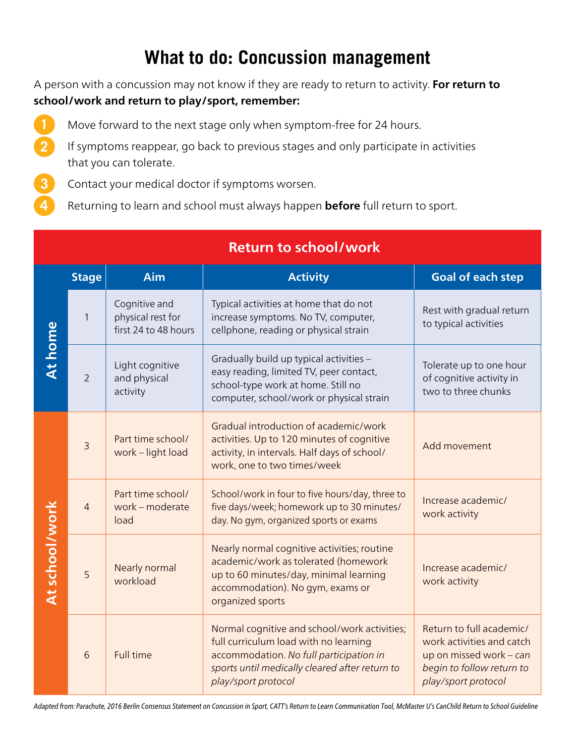# What to do: Concussion management

A person with a concussion may not know if they are ready to return to activity. **For return to school/work and return to play/sport, remember:**

1. Move forward to the next stage only when symptom-free for 24 hours.
2. If symptoms reappear, go back to previous stages and only participate in activities that you can tolerate.
3. Contact your medical doctor if symptoms worsen.
4. Returning to learn and school must always happen **before** full return to sport.

## Return to school/work

| | Stage | Aim | Activity | Goal of each step |
|---|---|---|---|---|
| At home | 1 | Cognitive and physical rest for first 24 to 48 hours | Typical activities at home that do not increase symptoms. No TV, computer, cellphone, reading or physical strain | Rest with gradual return to typical activities |
| At home | 2 | Light cognitive and physical activity | Gradually build up typical activities – easy reading, limited TV, peer contact, school-type work at home. Still no computer, school/work or physical strain | Tolerate up to one hour of cognitive activity in two to three chunks |
| At school/work | 3 | Part time school/ work – light load | Gradual introduction of academic/work activities. Up to 120 minutes of cognitive activity, in intervals. Half days of school/ work, one to two times/week | Add movement |
| At school/work | 4 | Part time school/ work – moderate load | School/work in four to five hours/day, three to five days/week; homework up to 30 minutes/ day. No gym, organized sports or exams | Increase academic/ work activity |
| At school/work | 5 | Nearly normal workload | Nearly normal cognitive activities; routine academic/work as tolerated (homework up to 60 minutes/day, minimal learning accommodation). No gym, exams or organized sports | Increase academic/ work activity |
| At school/work | 6 | Full time | Normal cognitive and school/work activities; full curriculum load with no learning accommodation. *No full participation in sports until medically cleared after return to play/sport protocol* | Return to full academic/ work activities and catch up on missed work – *can begin to follow return to play/sport protocol* |

*Adapted from: Parachute, 2016 Berlin Consensus Statement on Concussion in Sport, CATT's Return to Learn Communication Tool, McMaster U's CanChild Return to School Guideline*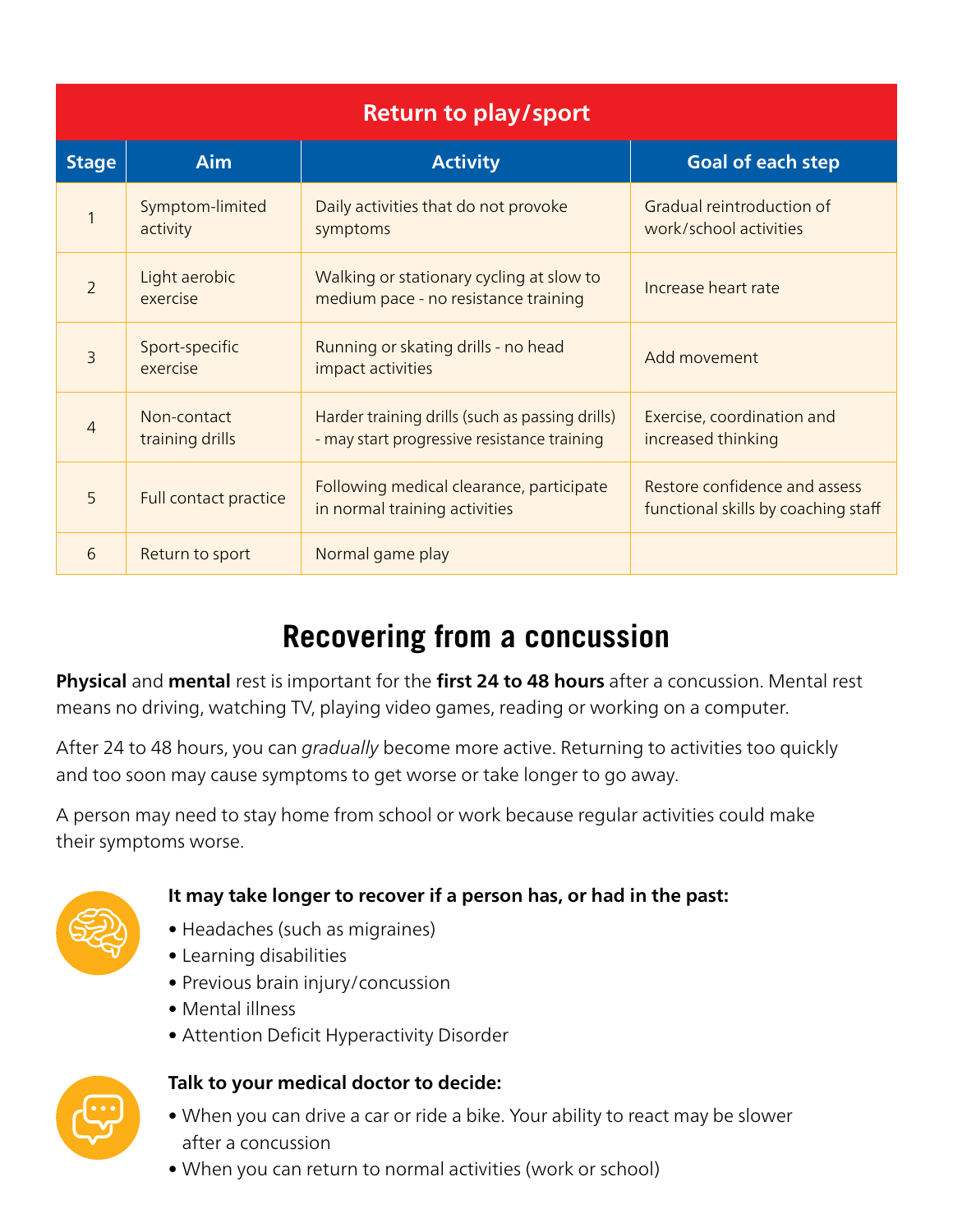| Return to play/sport | | | |
|---|---|---|---|
| **Stage** | **Aim** | **Activity** | **Goal of each step** |
| 1 | Symptom-limited activity | Daily activities that do not provoke symptoms | Gradual reintroduction of work/school activities |
| 2 | Light aerobic exercise | Walking or stationary cycling at slow to medium pace - no resistance training | Increase heart rate |
| 3 | Sport-specific exercise | Running or skating drills - no head impact activities | Add movement |
| 4 | Non-contact training drills | Harder training drills (such as passing drills) - may start progressive resistance training | Exercise, coordination and increased thinking |
| 5 | Full contact practice | Following medical clearance, participate in normal training activities | Restore confidence and assess functional skills by coaching staff |
| 6 | Return to sport | Normal game play | |

# Recovering from a concussion

**Physical** and **mental** rest is important for the **first 24 to 48 hours** after a concussion. Mental rest means no driving, watching TV, playing video games, reading or working on a computer.

After 24 to 48 hours, you can *gradually* become more active. Returning to activities too quickly and too soon may cause symptoms to get worse or take longer to go away.

A person may need to stay home from school or work because regular activities could make their symptoms worse.

**It may take longer to recover if a person has, or had in the past:**

- Headaches (such as migraines)
- Learning disabilities
- Previous brain injury/concussion
- Mental illness
- Attention Deficit Hyperactivity Disorder

**Talk to your medical doctor to decide:**

- When you can drive a car or ride a bike. Your ability to react may be slower after a concussion
- When you can return to normal activities (work or school)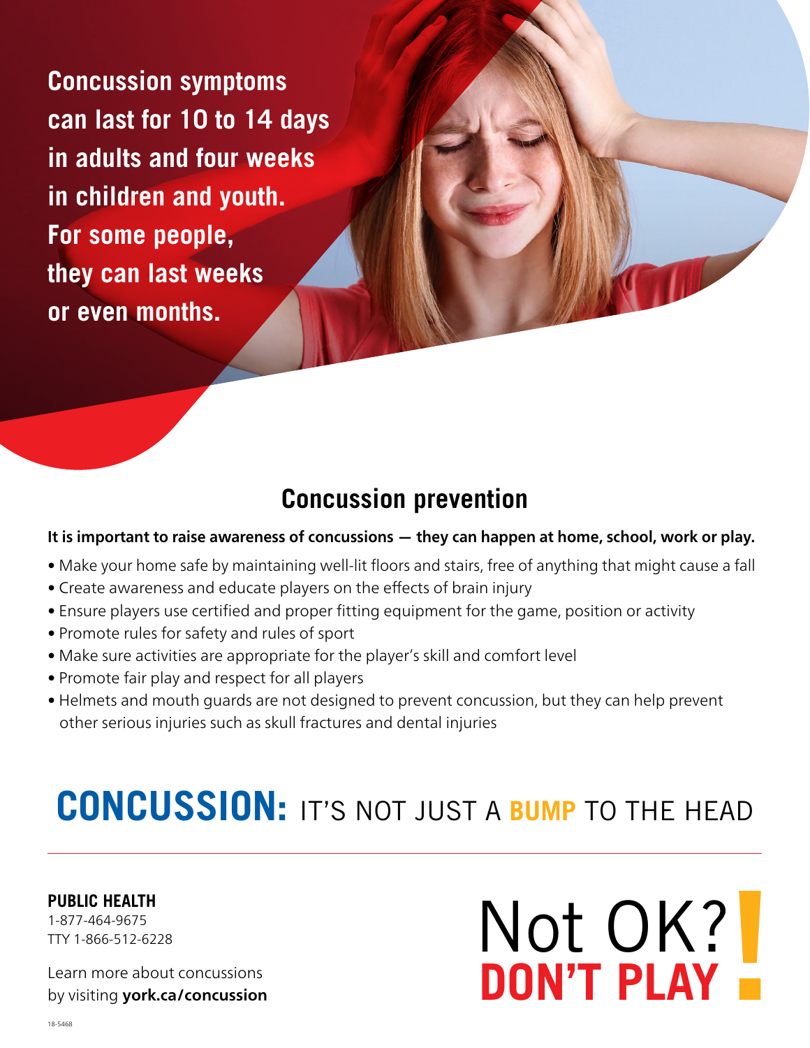**Concussion symptoms can last for 10 to 14 days in adults and four weeks in children and youth. For some people, they can last weeks or even months.**

## Concussion prevention

**It is important to raise awareness of concussions — they can happen at home, school, work or play.**

- Make your home safe by maintaining well-lit floors and stairs, free of anything that might cause a fall
- Create awareness and educate players on the effects of brain injury
- Ensure players use certified and proper fitting equipment for the game, position or activity
- Promote rules for safety and rules of sport
- Make sure activities are appropriate for the player's skill and comfort level
- Promote fair play and respect for all players
- Helmets and mouth guards are not designed to prevent concussion, but they can help prevent other serious injuries such as skull fractures and dental injuries

# CONCUSSION: IT'S NOT JUST A BUMP TO THE HEAD

**PUBLIC HEALTH**
1-877-464-9675
TTY 1-866-512-6228

Learn more about concussions by visiting **york.ca/concussion**

Not OK? **DON'T PLAY!**

18-5468